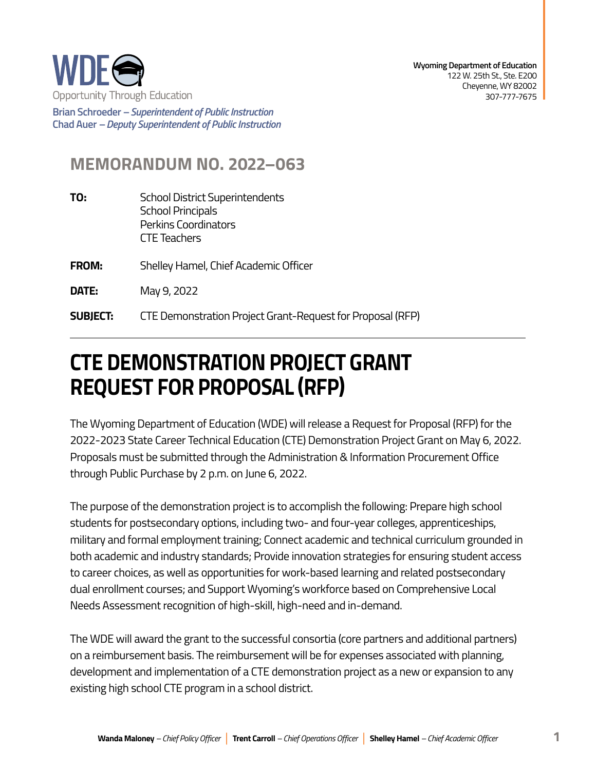WDE

Opportunity Through Education

**Brian Schroeder** – *Superintendent of Public Instruction*
**Chad Auer** – *Deputy Superintendent of Public Instruction*

**Wyoming Department of Education**
122 W. 25th St., Ste. E200
Cheyenne, WY 82002
307-777-7675

## MEMORANDUM NO. 2022–063

**TO:** School District Superintendents
School Principals
Perkins Coordinators
CTE Teachers

**FROM:** Shelley Hamel, Chief Academic Officer

**DATE:** May 9, 2022

**SUBJECT:** CTE Demonstration Project Grant-Request for Proposal (RFP)

---

# CTE DEMONSTRATION PROJECT GRANT REQUEST FOR PROPOSAL (RFP)

The Wyoming Department of Education (WDE) will release a Request for Proposal (RFP) for the 2022-2023 State Career Technical Education (CTE) Demonstration Project Grant on May 6, 2022. Proposals must be submitted through the Administration & Information Procurement Office through Public Purchase by 2 p.m. on June 6, 2022.

The purpose of the demonstration project is to accomplish the following: Prepare high school students for postsecondary options, including two- and four-year colleges, apprenticeships, military and formal employment training; Connect academic and technical curriculum grounded in both academic and industry standards; Provide innovation strategies for ensuring student access to career choices, as well as opportunities for work-based learning and related postsecondary dual enrollment courses; and Support Wyoming's workforce based on Comprehensive Local Needs Assessment recognition of high-skill, high-need and in-demand.

The WDE will award the grant to the successful consortia (core partners and additional partners) on a reimbursement basis. The reimbursement will be for expenses associated with planning, development and implementation of a CTE demonstration project as a new or expansion to any existing high school CTE program in a school district.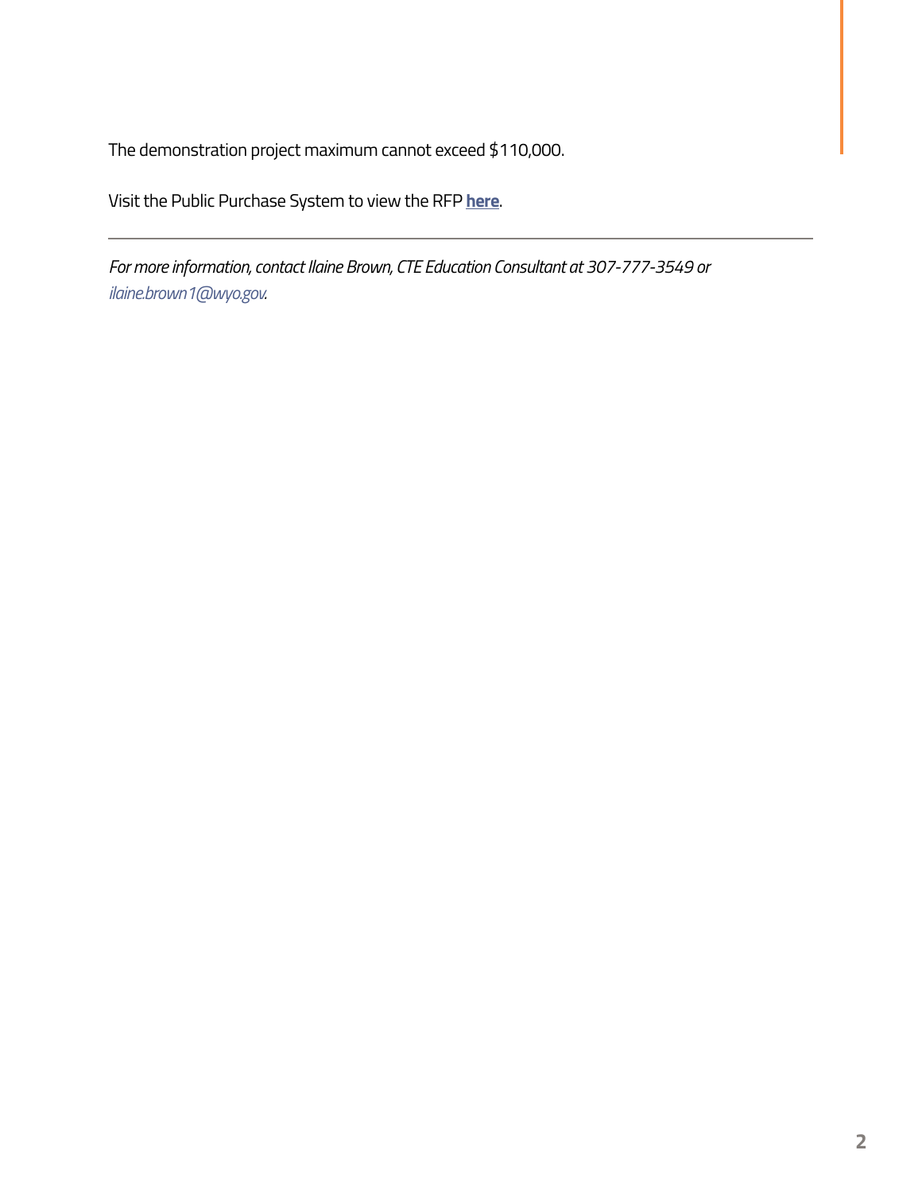The demonstration project maximum cannot exceed $110,000.

Visit the Public Purchase System to view the RFP **here**.

---

*For more information, contact Ilaine Brown, CTE Education Consultant at 307-777-3549 or ilaine.brown1@wyo.gov.*